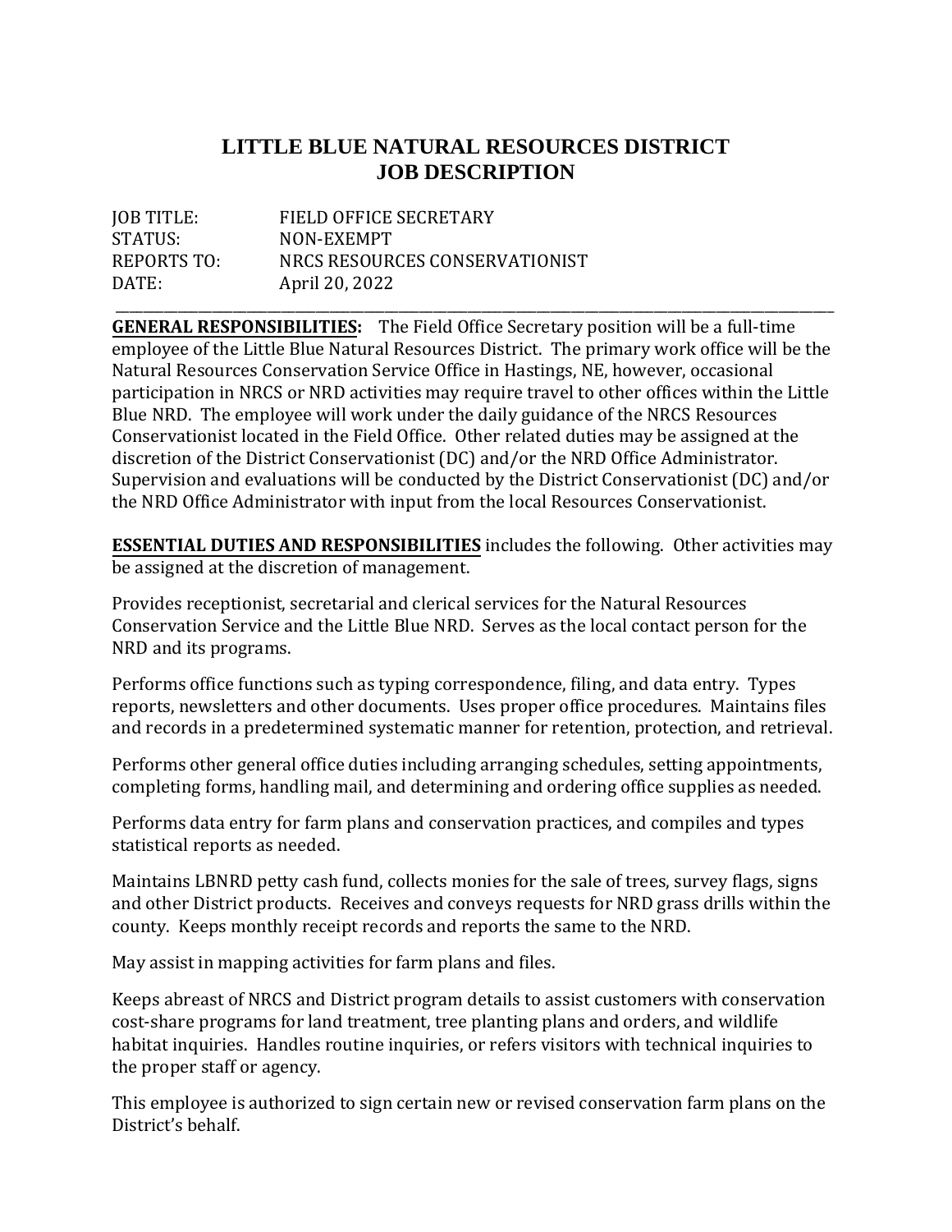# LITTLE BLUE NATURAL RESOURCES DISTRICT
# JOB DESCRIPTION

JOB TITLE: FIELD OFFICE SECRETARY
STATUS: NON-EXEMPT
REPORTS TO: NRCS RESOURCES CONSERVATIONIST
DATE: April 20, 2022

---

**GENERAL RESPONSIBILITIES:** The Field Office Secretary position will be a full-time employee of the Little Blue Natural Resources District. The primary work office will be the Natural Resources Conservation Service Office in Hastings, NE, however, occasional participation in NRCS or NRD activities may require travel to other offices within the Little Blue NRD. The employee will work under the daily guidance of the NRCS Resources Conservationist located in the Field Office. Other related duties may be assigned at the discretion of the District Conservationist (DC) and/or the NRD Office Administrator. Supervision and evaluations will be conducted by the District Conservationist (DC) and/or the NRD Office Administrator with input from the local Resources Conservationist.

**ESSENTIAL DUTIES AND RESPONSIBILITIES** includes the following. Other activities may be assigned at the discretion of management.

Provides receptionist, secretarial and clerical services for the Natural Resources Conservation Service and the Little Blue NRD. Serves as the local contact person for the NRD and its programs.

Performs office functions such as typing correspondence, filing, and data entry. Types reports, newsletters and other documents. Uses proper office procedures. Maintains files and records in a predetermined systematic manner for retention, protection, and retrieval.

Performs other general office duties including arranging schedules, setting appointments, completing forms, handling mail, and determining and ordering office supplies as needed.

Performs data entry for farm plans and conservation practices, and compiles and types statistical reports as needed.

Maintains LBNRD petty cash fund, collects monies for the sale of trees, survey flags, signs and other District products. Receives and conveys requests for NRD grass drills within the county. Keeps monthly receipt records and reports the same to the NRD.

May assist in mapping activities for farm plans and files.

Keeps abreast of NRCS and District program details to assist customers with conservation cost-share programs for land treatment, tree planting plans and orders, and wildlife habitat inquiries. Handles routine inquiries, or refers visitors with technical inquiries to the proper staff or agency.

This employee is authorized to sign certain new or revised conservation farm plans on the District's behalf.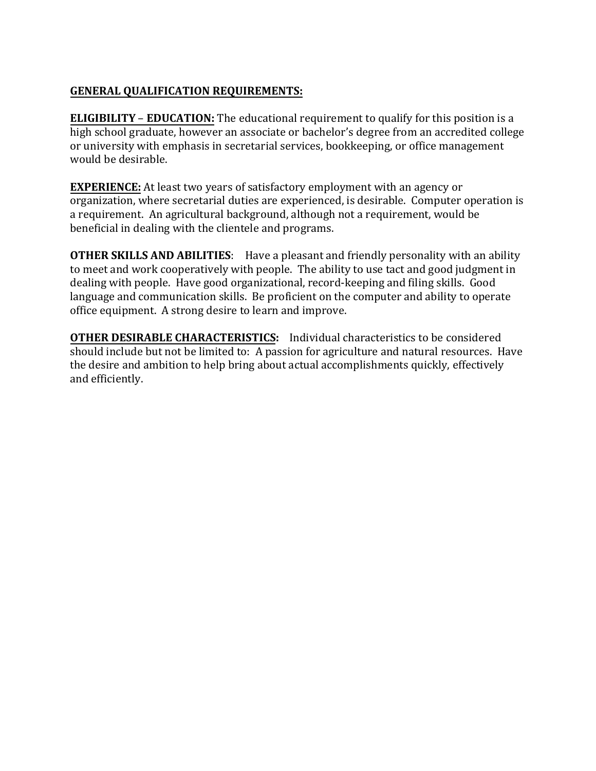## GENERAL QUALIFICATION REQUIREMENTS:

**ELIGIBILITY – EDUCATION:** The educational requirement to qualify for this position is a high school graduate, however an associate or bachelor's degree from an accredited college or university with emphasis in secretarial services, bookkeeping, or office management would be desirable.

**EXPERIENCE:** At least two years of satisfactory employment with an agency or organization, where secretarial duties are experienced, is desirable. Computer operation is a requirement. An agricultural background, although not a requirement, would be beneficial in dealing with the clientele and programs.

**OTHER SKILLS AND ABILITIES**: Have a pleasant and friendly personality with an ability to meet and work cooperatively with people. The ability to use tact and good judgment in dealing with people. Have good organizational, record-keeping and filing skills. Good language and communication skills. Be proficient on the computer and ability to operate office equipment. A strong desire to learn and improve.

**OTHER DESIRABLE CHARACTERISTICS:** Individual characteristics to be considered should include but not be limited to: A passion for agriculture and natural resources. Have the desire and ambition to help bring about actual accomplishments quickly, effectively and efficiently.